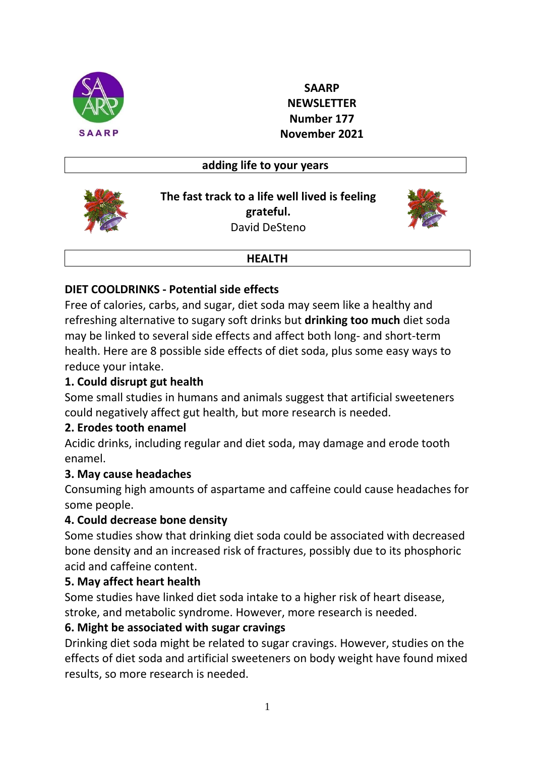SAARP

**SAARP NEWSLETTER**
**Number 177**
**November 2021**

**adding life to your years**

**The fast track to a life well lived is feeling grateful.**
David DeSteno

## HEALTH

### DIET COOLDRINKS - Potential side effects

Free of calories, carbs, and sugar, diet soda may seem like a healthy and refreshing alternative to sugary soft drinks but **drinking too much** diet soda may be linked to several side effects and affect both long- and short-term health. Here are 8 possible side effects of diet soda, plus some easy ways to reduce your intake.

**1. Could disrupt gut health**

Some small studies in humans and animals suggest that artificial sweeteners could negatively affect gut health, but more research is needed.

**2. Erodes tooth enamel**

Acidic drinks, including regular and diet soda, may damage and erode tooth enamel.

**3. May cause headaches**

Consuming high amounts of aspartame and caffeine could cause headaches for some people.

**4. Could decrease bone density**

Some studies show that drinking diet soda could be associated with decreased bone density and an increased risk of fractures, possibly due to its phosphoric acid and caffeine content.

**5. May affect heart health**

Some studies have linked diet soda intake to a higher risk of heart disease, stroke, and metabolic syndrome. However, more research is needed.

**6. Might be associated with sugar cravings**

Drinking diet soda might be related to sugar cravings. However, studies on the effects of diet soda and artificial sweeteners on body weight have found mixed results, so more research is needed.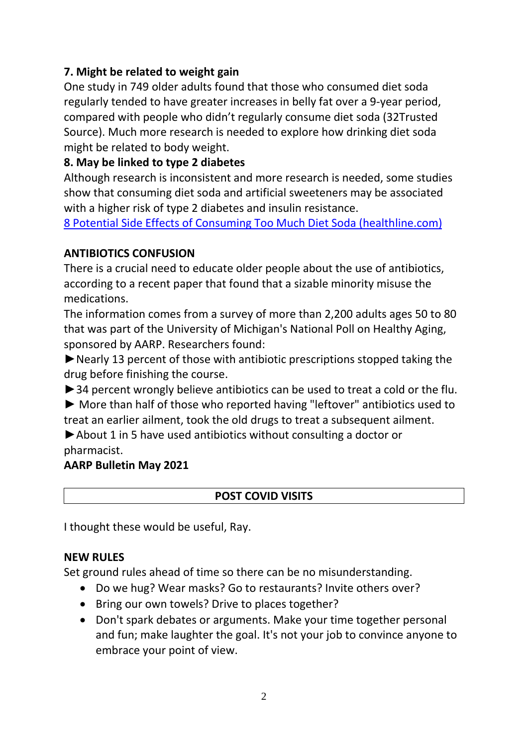**7. Might be related to weight gain**

One study in 749 older adults found that those who consumed diet soda regularly tended to have greater increases in belly fat over a 9-year period, compared with people who didn't regularly consume diet soda (32Trusted Source). Much more research is needed to explore how drinking diet soda might be related to body weight.

**8. May be linked to type 2 diabetes**

Although research is inconsistent and more research is needed, some studies show that consuming diet soda and artificial sweeteners may be associated with a higher risk of type 2 diabetes and insulin resistance.

[8 Potential Side Effects of Consuming Too Much Diet Soda (healthline.com)]

**ANTIBIOTICS CONFUSION**

There is a crucial need to educate older people about the use of antibiotics, according to a recent paper that found that a sizable minority misuse the medications.

The information comes from a survey of more than 2,200 adults ages 50 to 80 that was part of the University of Michigan's National Poll on Healthy Aging, sponsored by AARP. Researchers found:

►Nearly 13 percent of those with antibiotic prescriptions stopped taking the drug before finishing the course.

►34 percent wrongly believe antibiotics can be used to treat a cold or the flu.

► More than half of those who reported having "leftover" antibiotics used to treat an earlier ailment, took the old drugs to treat a subsequent ailment.

►About 1 in 5 have used antibiotics without consulting a doctor or pharmacist.

**AARP Bulletin May 2021**

**POST COVID VISITS**

I thought these would be useful, Ray.

**NEW RULES**

Set ground rules ahead of time so there can be no misunderstanding.

- Do we hug? Wear masks? Go to restaurants? Invite others over?
- Bring our own towels? Drive to places together?
- Don't spark debates or arguments. Make your time together personal and fun; make laughter the goal. It's not your job to convince anyone to embrace your point of view.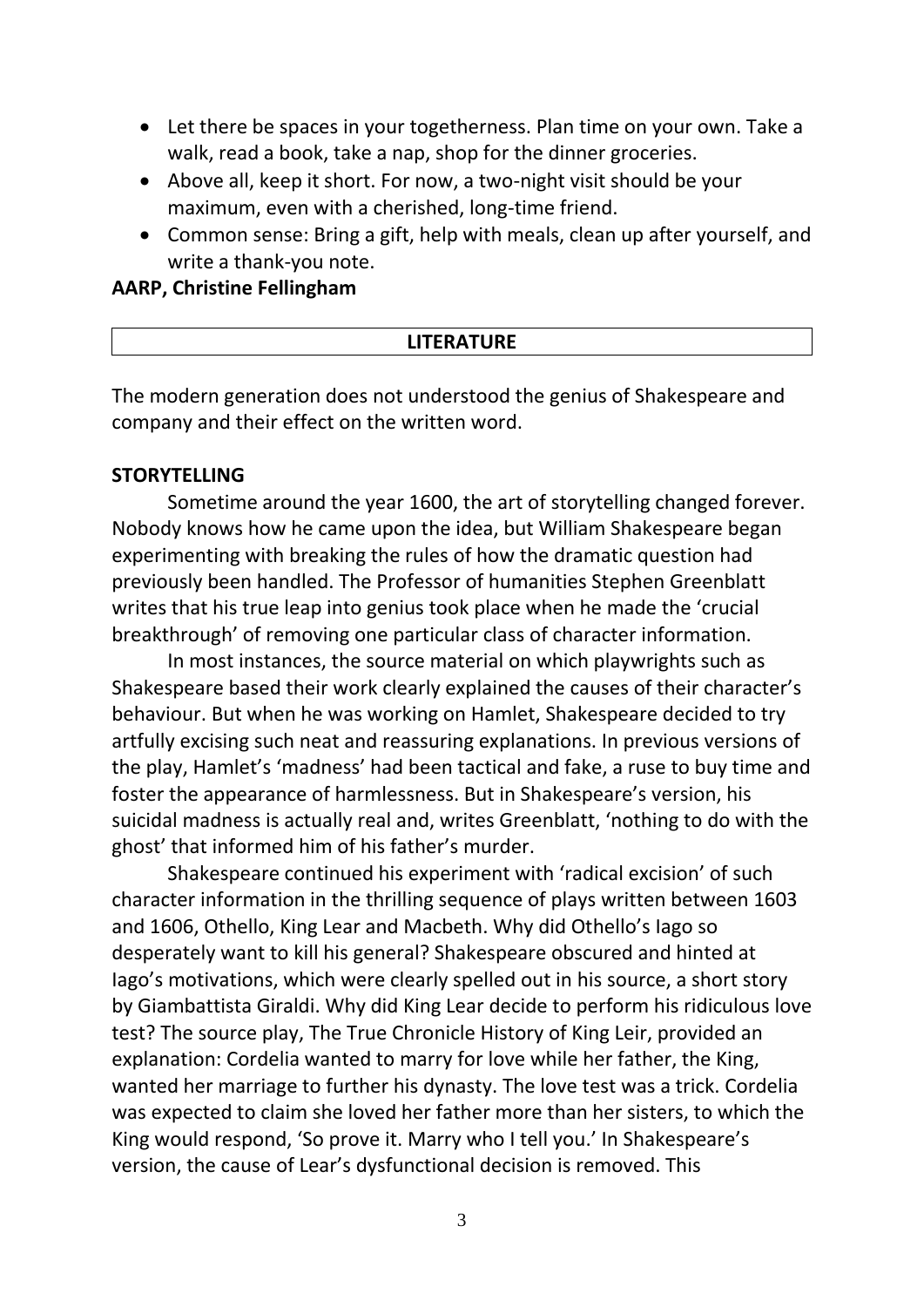- Let there be spaces in your togetherness. Plan time on your own. Take a walk, read a book, take a nap, shop for the dinner groceries.
- Above all, keep it short. For now, a two-night visit should be your maximum, even with a cherished, long-time friend.
- Common sense: Bring a gift, help with meals, clean up after yourself, and write a thank-you note.

**AARP, Christine Fellingham**

## LITERATURE

The modern generation does not understood the genius of Shakespeare and company and their effect on the written word.

**STORYTELLING**

Sometime around the year 1600, the art of storytelling changed forever. Nobody knows how he came upon the idea, but William Shakespeare began experimenting with breaking the rules of how the dramatic question had previously been handled. The Professor of humanities Stephen Greenblatt writes that his true leap into genius took place when he made the 'crucial breakthrough' of removing one particular class of character information.

In most instances, the source material on which playwrights such as Shakespeare based their work clearly explained the causes of their character's behaviour. But when he was working on Hamlet, Shakespeare decided to try artfully excising such neat and reassuring explanations. In previous versions of the play, Hamlet's 'madness' had been tactical and fake, a ruse to buy time and foster the appearance of harmlessness. But in Shakespeare's version, his suicidal madness is actually real and, writes Greenblatt, 'nothing to do with the ghost' that informed him of his father's murder.

Shakespeare continued his experiment with 'radical excision' of such character information in the thrilling sequence of plays written between 1603 and 1606, Othello, King Lear and Macbeth. Why did Othello's Iago so desperately want to kill his general? Shakespeare obscured and hinted at Iago's motivations, which were clearly spelled out in his source, a short story by Giambattista Giraldi. Why did King Lear decide to perform his ridiculous love test? The source play, The True Chronicle History of King Leir, provided an explanation: Cordelia wanted to marry for love while her father, the King, wanted her marriage to further his dynasty. The love test was a trick. Cordelia was expected to claim she loved her father more than her sisters, to which the King would respond, 'So prove it. Marry who I tell you.' In Shakespeare's version, the cause of Lear's dysfunctional decision is removed. This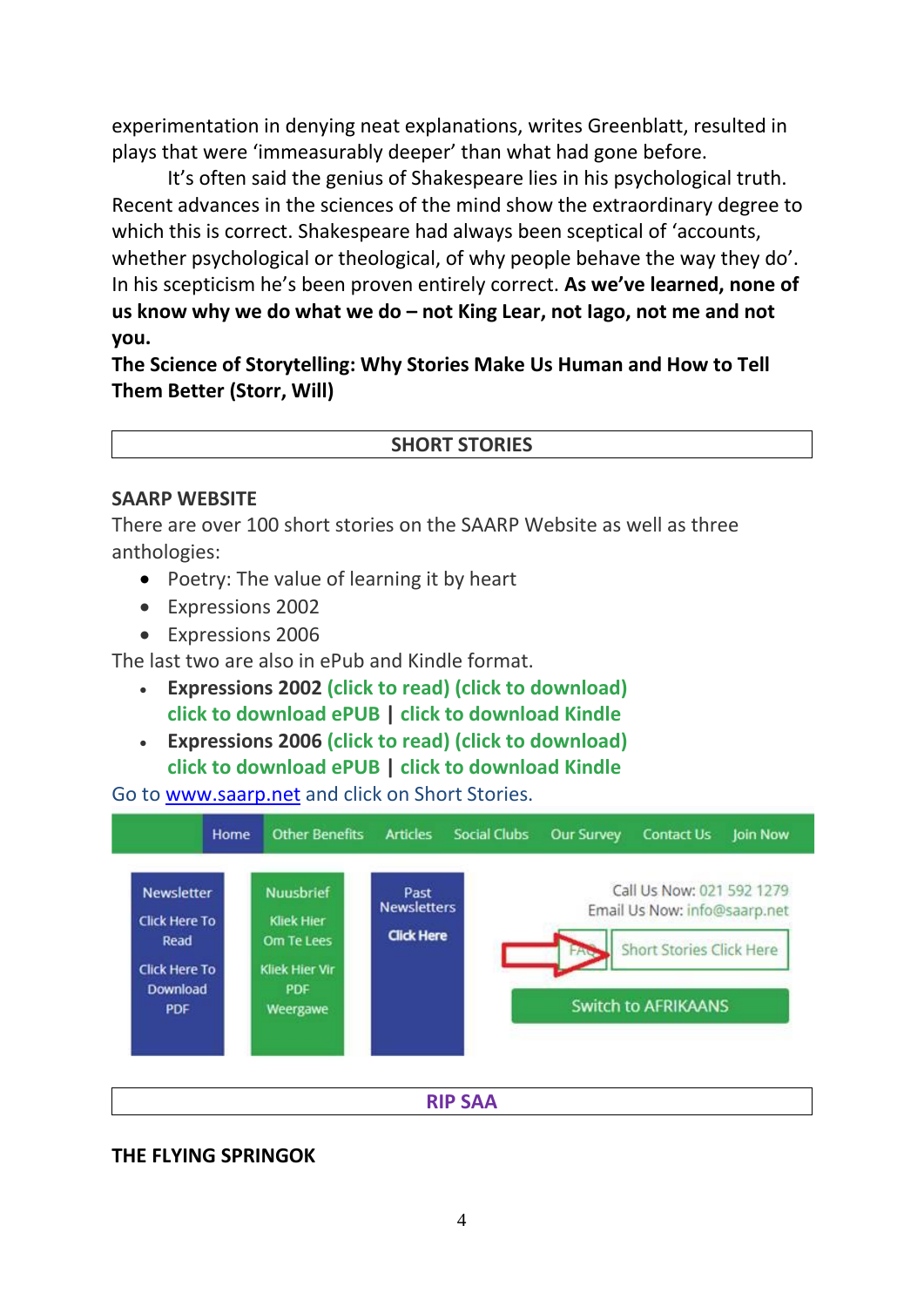experimentation in denying neat explanations, writes Greenblatt, resulted in plays that were 'immeasurably deeper' than what had gone before.

It's often said the genius of Shakespeare lies in his psychological truth. Recent advances in the sciences of the mind show the extraordinary degree to which this is correct. Shakespeare had always been sceptical of 'accounts, whether psychological or theological, of why people behave the way they do'. In his scepticism he's been proven entirely correct. **As we've learned, none of us know why we do what we do – not King Lear, not Iago, not me and not you.**

**The Science of Storytelling: Why Stories Make Us Human and How to Tell Them Better (Storr, Will)**

## SHORT STORIES

### SAARP WEBSITE

There are over 100 short stories on the SAARP Website as well as three anthologies:

- Poetry: The value of learning it by heart
- Expressions 2002
- Expressions 2006

The last two are also in ePub and Kindle format.

- **Expressions 2002 (click to read) (click to download) click to download ePUB | click to download Kindle**
- **Expressions 2006 (click to read) (click to download) click to download ePUB | click to download Kindle**

Go to www.saarp.net and click on Short Stories.

## RIP SAA

### THE FLYING SPRINGOK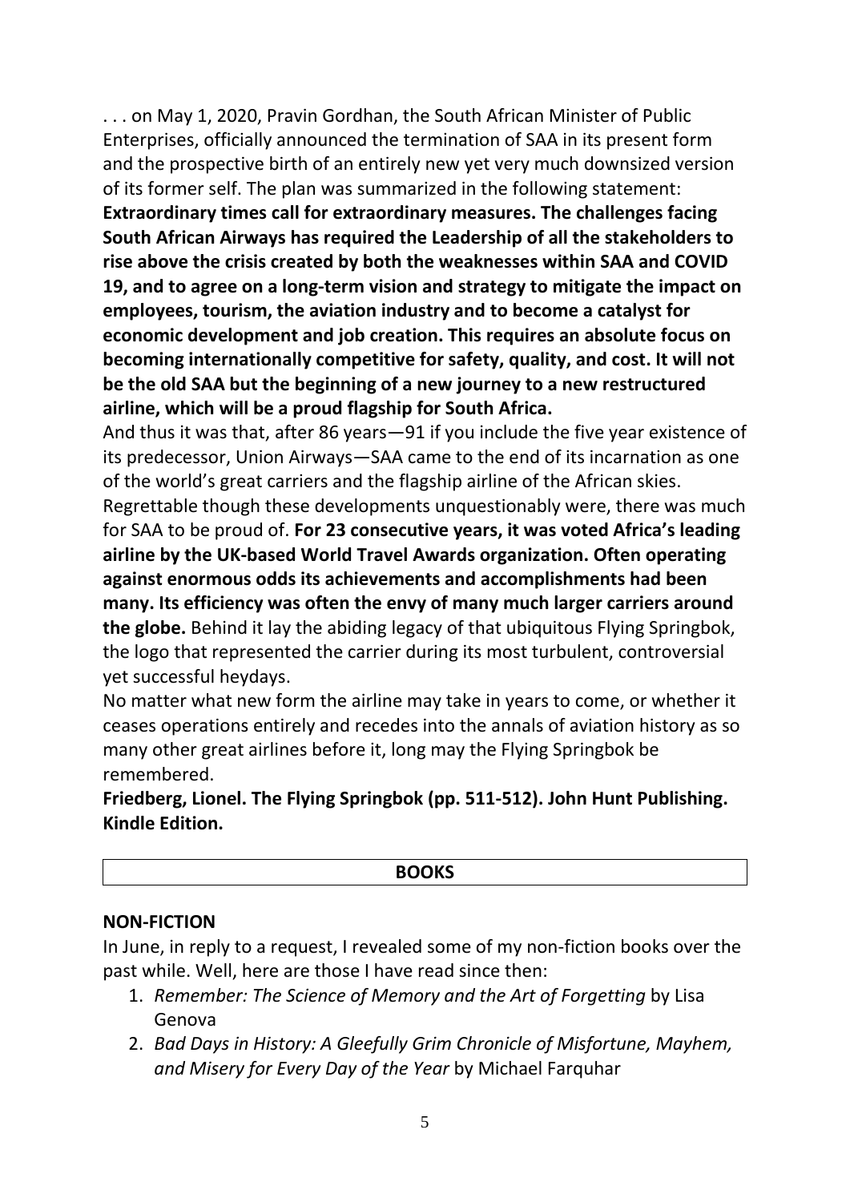. . . on May 1, 2020, Pravin Gordhan, the South African Minister of Public Enterprises, officially announced the termination of SAA in its present form and the prospective birth of an entirely new yet very much downsized version of its former self. The plan was summarized in the following statement:
**Extraordinary times call for extraordinary measures. The challenges facing South African Airways has required the Leadership of all the stakeholders to rise above the crisis created by both the weaknesses within SAA and COVID 19, and to agree on a long-term vision and strategy to mitigate the impact on employees, tourism, the aviation industry and to become a catalyst for economic development and job creation. This requires an absolute focus on becoming internationally competitive for safety, quality, and cost. It will not be the old SAA but the beginning of a new journey to a new restructured airline, which will be a proud flagship for South Africa.**
And thus it was that, after 86 years—91 if you include the five year existence of its predecessor, Union Airways—SAA came to the end of its incarnation as one of the world's great carriers and the flagship airline of the African skies.
Regrettable though these developments unquestionably were, there was much for SAA to be proud of. **For 23 consecutive years, it was voted Africa's leading airline by the UK-based World Travel Awards organization. Often operating against enormous odds its achievements and accomplishments had been many. Its efficiency was often the envy of many much larger carriers around the globe.** Behind it lay the abiding legacy of that ubiquitous Flying Springbok, the logo that represented the carrier during its most turbulent, controversial yet successful heydays.
No matter what new form the airline may take in years to come, or whether it ceases operations entirely and recedes into the annals of aviation history as so many other great airlines before it, long may the Flying Springbok be remembered.

**Friedberg, Lionel. The Flying Springbok (pp. 511-512). John Hunt Publishing. Kindle Edition.**

## BOOKS

### NON-FICTION

In June, in reply to a request, I revealed some of my non-fiction books over the past while. Well, here are those I have read since then:

1. *Remember: The Science of Memory and the Art of Forgetting* by Lisa Genova
2. *Bad Days in History: A Gleefully Grim Chronicle of Misfortune, Mayhem, and Misery for Every Day of the Year* by Michael Farquhar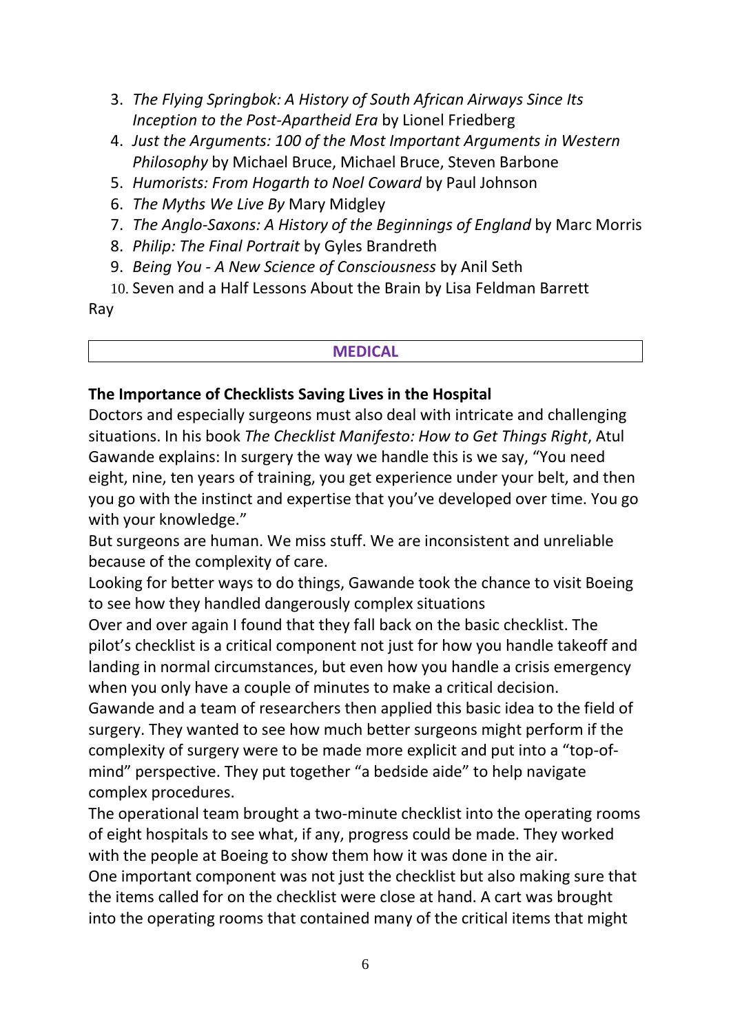3. *The Flying Springbok: A History of South African Airways Since Its Inception to the Post-Apartheid Era* by Lionel Friedberg
4. *Just the Arguments: 100 of the Most Important Arguments in Western Philosophy* by Michael Bruce, Michael Bruce, Steven Barbone
5. *Humorists: From Hogarth to Noel Coward* by Paul Johnson
6. *The Myths We Live By* Mary Midgley
7. *The Anglo-Saxons: A History of the Beginnings of England* by Marc Morris
8. *Philip: The Final Portrait* by Gyles Brandreth
9. *Being You - A New Science of Consciousness* by Anil Seth
10. Seven and a Half Lessons About the Brain by Lisa Feldman Barrett

Ray

## MEDICAL

**The Importance of Checklists Saving Lives in the Hospital**

Doctors and especially surgeons must also deal with intricate and challenging situations. In his book *The Checklist Manifesto: How to Get Things Right*, Atul Gawande explains: In surgery the way we handle this is we say, "You need eight, nine, ten years of training, you get experience under your belt, and then you go with the instinct and expertise that you've developed over time. You go with your knowledge."

But surgeons are human. We miss stuff. We are inconsistent and unreliable because of the complexity of care.

Looking for better ways to do things, Gawande took the chance to visit Boeing to see how they handled dangerously complex situations

Over and over again I found that they fall back on the basic checklist. The pilot's checklist is a critical component not just for how you handle takeoff and landing in normal circumstances, but even how you handle a crisis emergency when you only have a couple of minutes to make a critical decision.

Gawande and a team of researchers then applied this basic idea to the field of surgery. They wanted to see how much better surgeons might perform if the complexity of surgery were to be made more explicit and put into a "top-of-mind" perspective. They put together "a bedside aide" to help navigate complex procedures.

The operational team brought a two-minute checklist into the operating rooms of eight hospitals to see what, if any, progress could be made. They worked with the people at Boeing to show them how it was done in the air.

One important component was not just the checklist but also making sure that the items called for on the checklist were close at hand. A cart was brought into the operating rooms that contained many of the critical items that might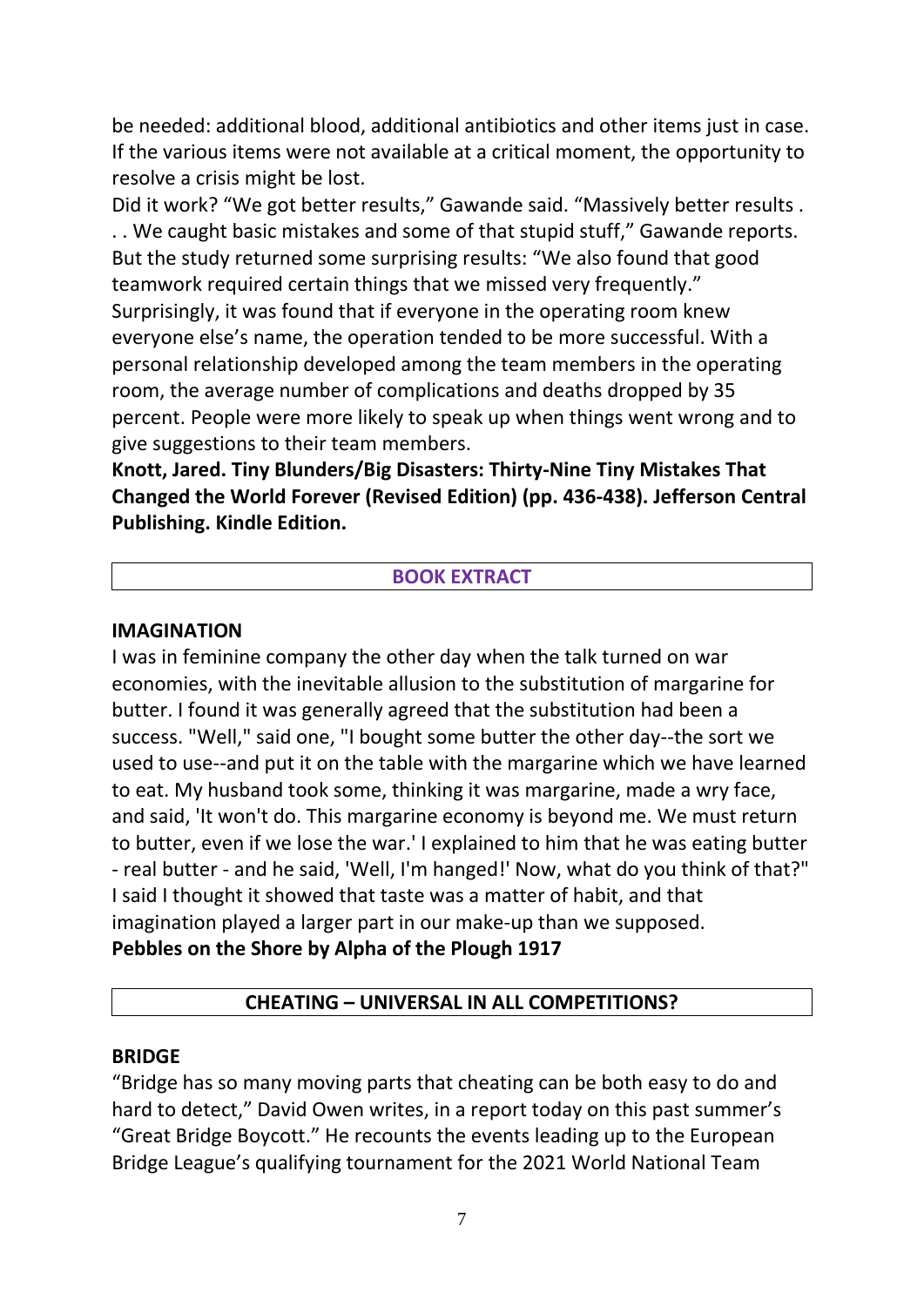be needed: additional blood, additional antibiotics and other items just in case. If the various items were not available at a critical moment, the opportunity to resolve a crisis might be lost.

Did it work? "We got better results," Gawande said. "Massively better results . . . We caught basic mistakes and some of that stupid stuff," Gawande reports. But the study returned some surprising results: "We also found that good teamwork required certain things that we missed very frequently." Surprisingly, it was found that if everyone in the operating room knew everyone else's name, the operation tended to be more successful. With a personal relationship developed among the team members in the operating room, the average number of complications and deaths dropped by 35 percent. People were more likely to speak up when things went wrong and to give suggestions to their team members.

**Knott, Jared. Tiny Blunders/Big Disasters: Thirty-Nine Tiny Mistakes That Changed the World Forever (Revised Edition) (pp. 436-438). Jefferson Central Publishing. Kindle Edition.**

## BOOK EXTRACT

### IMAGINATION

I was in feminine company the other day when the talk turned on war economies, with the inevitable allusion to the substitution of margarine for butter. I found it was generally agreed that the substitution had been a success. "Well," said one, "I bought some butter the other day--the sort we used to use--and put it on the table with the margarine which we have learned to eat. My husband took some, thinking it was margarine, made a wry face, and said, 'It won't do. This margarine economy is beyond me. We must return to butter, even if we lose the war.' I explained to him that he was eating butter - real butter - and he said, 'Well, I'm hanged!' Now, what do you think of that?" I said I thought it showed that taste was a matter of habit, and that imagination played a larger part in our make-up than we supposed.

**Pebbles on the Shore by Alpha of the Plough 1917**

## CHEATING – UNIVERSAL IN ALL COMPETITIONS?

### BRIDGE

"Bridge has so many moving parts that cheating can be both easy to do and hard to detect," David Owen writes, in a report today on this past summer's "Great Bridge Boycott." He recounts the events leading up to the European Bridge League's qualifying tournament for the 2021 World National Team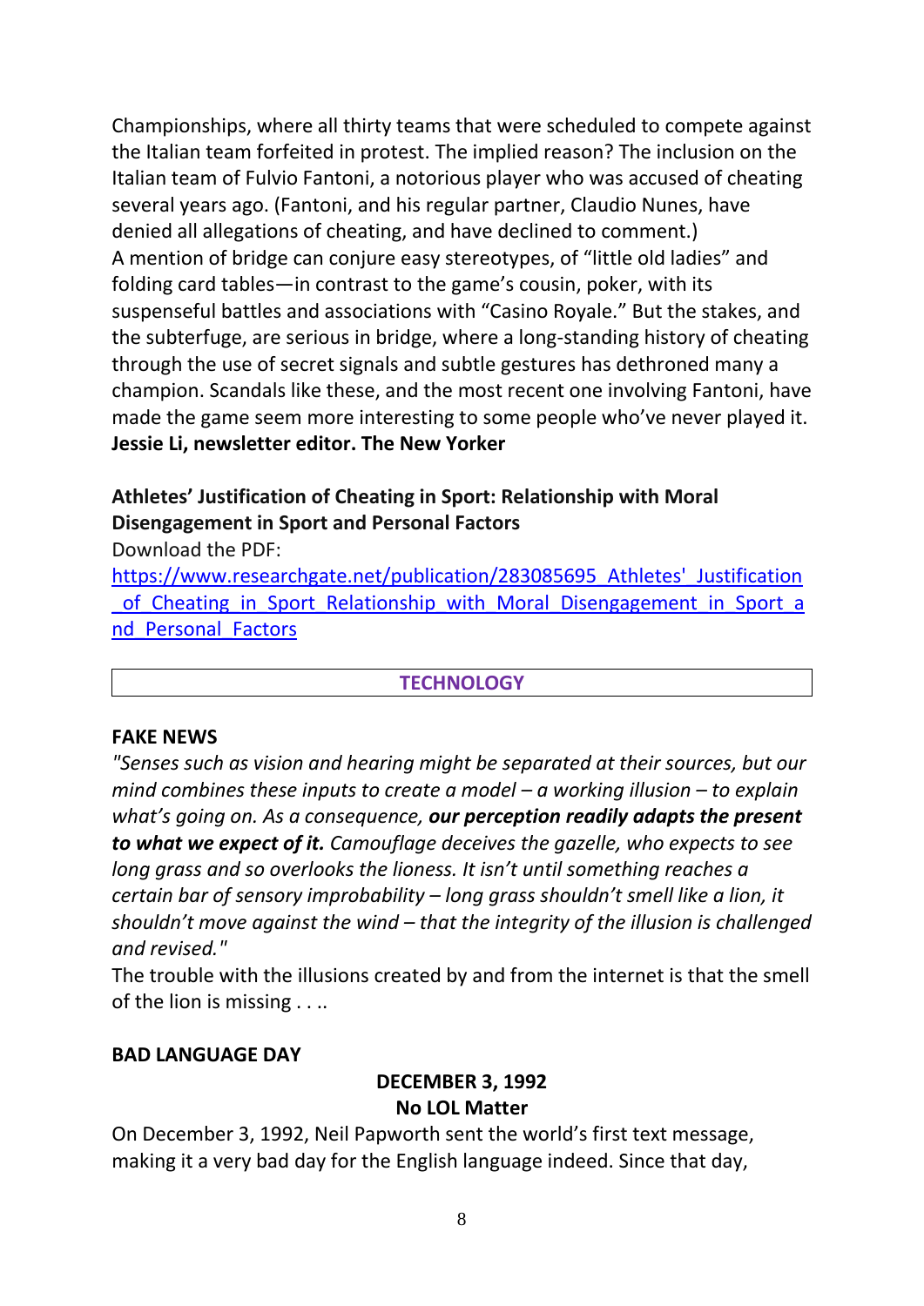Championships, where all thirty teams that were scheduled to compete against the Italian team forfeited in protest. The implied reason? The inclusion on the Italian team of Fulvio Fantoni, a notorious player who was accused of cheating several years ago. (Fantoni, and his regular partner, Claudio Nunes, have denied all allegations of cheating, and have declined to comment.)
A mention of bridge can conjure easy stereotypes, of "little old ladies" and folding card tables—in contrast to the game's cousin, poker, with its suspenseful battles and associations with "Casino Royale." But the stakes, and the subterfuge, are serious in bridge, where a long-standing history of cheating through the use of secret signals and subtle gestures has dethroned many a champion. Scandals like these, and the most recent one involving Fantoni, have made the game seem more interesting to some people who've never played it.
**Jessie Li, newsletter editor. The New Yorker**

**Athletes' Justification of Cheating in Sport: Relationship with Moral Disengagement in Sport and Personal Factors**
Download the PDF:
https://www.researchgate.net/publication/283085695_Athletes'_Justification_of_Cheating_in_Sport_Relationship_with_Moral_Disengagement_in_Sport_and_Personal_Factors

## TECHNOLOGY

**FAKE NEWS**
*"Senses such as vision and hearing might be separated at their sources, but our mind combines these inputs to create a model – a working illusion – to explain what's going on. As a consequence, **our perception readily adapts the present to what we expect of it.** Camouflage deceives the gazelle, who expects to see long grass and so overlooks the lioness. It isn't until something reaches a certain bar of sensory improbability – long grass shouldn't smell like a lion, it shouldn't move against the wind – that the integrity of the illusion is challenged and revised."*
The trouble with the illusions created by and from the internet is that the smell of the lion is missing . . ..

**BAD LANGUAGE DAY**

**DECEMBER 3, 1992**
**No LOL Matter**

On December 3, 1992, Neil Papworth sent the world's first text message, making it a very bad day for the English language indeed. Since that day,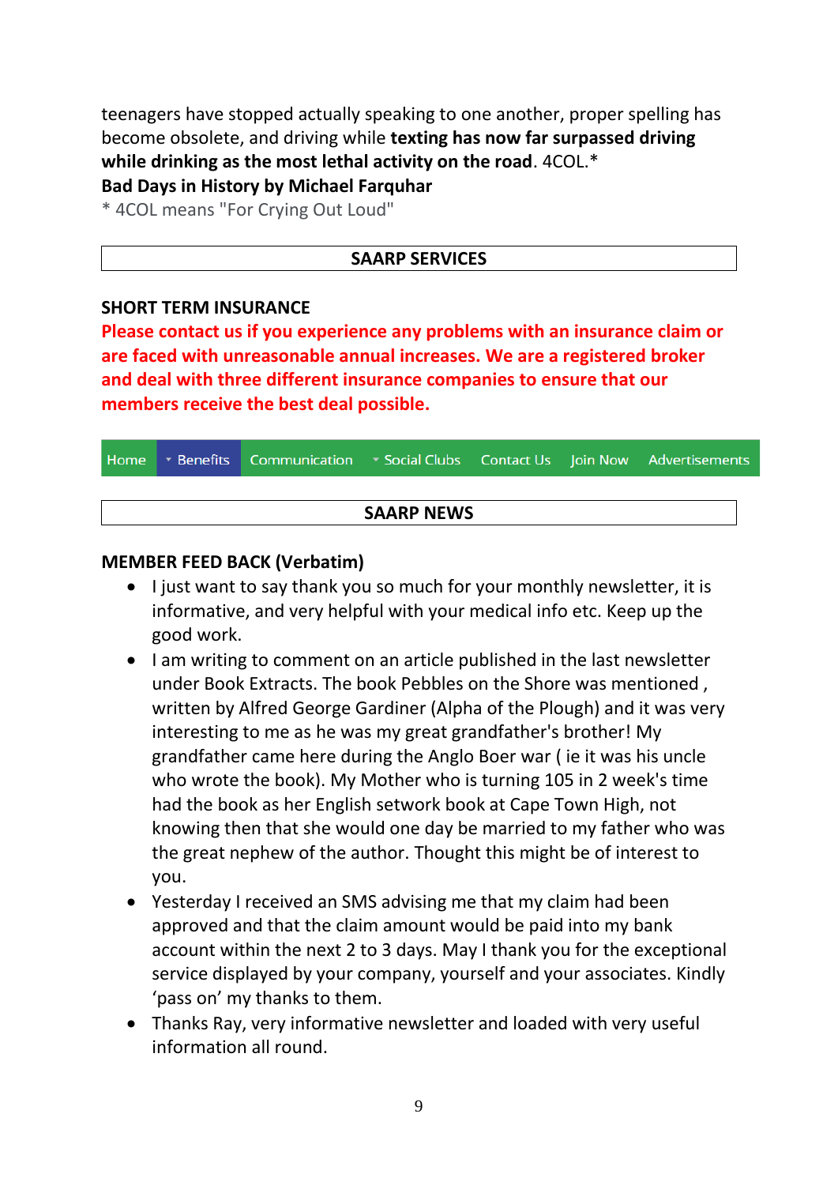teenagers have stopped actually speaking to one another, proper spelling has become obsolete, and driving while **texting has now far surpassed driving while drinking as the most lethal activity on the road**. 4COL.*

**Bad Days in History by Michael Farquhar**

* 4COL means "For Crying Out Loud"

## SAARP SERVICES

**SHORT TERM INSURANCE**

**Please contact us if you experience any problems with an insurance claim or are faced with unreasonable annual increases. We are a registered broker and deal with three different insurance companies to ensure that our members receive the best deal possible.**

Home | Benefits | Communication | Social Clubs | Contact Us | Join Now | Advertisements

## SAARP NEWS

**MEMBER FEED BACK (Verbatim)**

- I just want to say thank you so much for your monthly newsletter, it is informative, and very helpful with your medical info etc. Keep up the good work.
- I am writing to comment on an article published in the last newsletter under Book Extracts. The book Pebbles on the Shore was mentioned , written by Alfred George Gardiner (Alpha of the Plough) and it was very interesting to me as he was my great grandfather's brother! My grandfather came here during the Anglo Boer war ( ie it was his uncle who wrote the book). My Mother who is turning 105 in 2 week's time had the book as her English setwork book at Cape Town High, not knowing then that she would one day be married to my father who was the great nephew of the author. Thought this might be of interest to you.
- Yesterday I received an SMS advising me that my claim had been approved and that the claim amount would be paid into my bank account within the next 2 to 3 days. May I thank you for the exceptional service displayed by your company, yourself and your associates. Kindly 'pass on' my thanks to them.
- Thanks Ray, very informative newsletter and loaded with very useful information all round.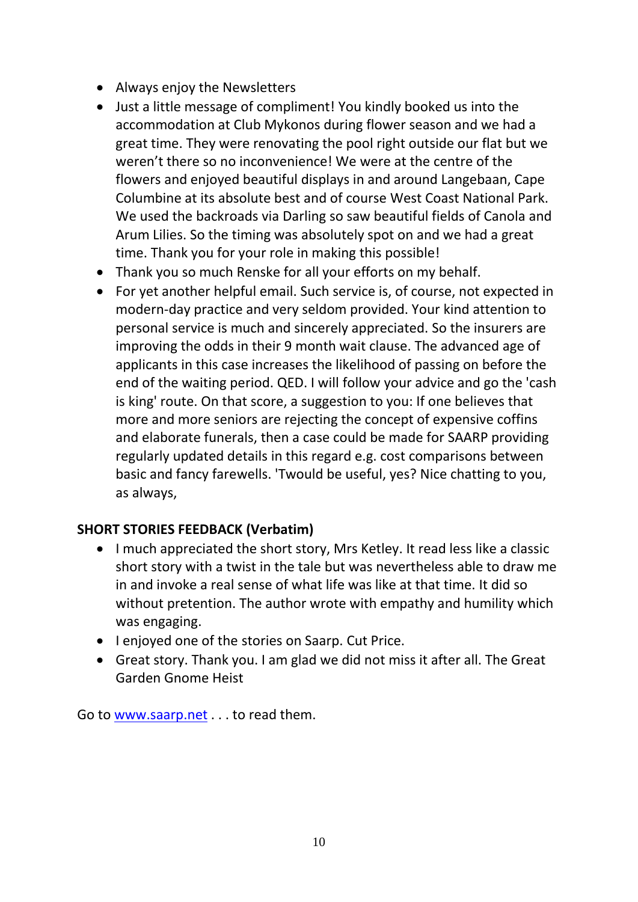- Always enjoy the Newsletters
- Just a little message of compliment! You kindly booked us into the accommodation at Club Mykonos during flower season and we had a great time. They were renovating the pool right outside our flat but we weren't there so no inconvenience! We were at the centre of the flowers and enjoyed beautiful displays in and around Langebaan, Cape Columbine at its absolute best and of course West Coast National Park. We used the backroads via Darling so saw beautiful fields of Canola and Arum Lilies. So the timing was absolutely spot on and we had a great time. Thank you for your role in making this possible!
- Thank you so much Renske for all your efforts on my behalf.
- For yet another helpful email. Such service is, of course, not expected in modern-day practice and very seldom provided. Your kind attention to personal service is much and sincerely appreciated. So the insurers are improving the odds in their 9 month wait clause. The advanced age of applicants in this case increases the likelihood of passing on before the end of the waiting period. QED. I will follow your advice and go the 'cash is king' route. On that score, a suggestion to you: If one believes that more and more seniors are rejecting the concept of expensive coffins and elaborate funerals, then a case could be made for SAARP providing regularly updated details in this regard e.g. cost comparisons between basic and fancy farewells. 'Twould be useful, yes? Nice chatting to you, as always,

**SHORT STORIES FEEDBACK (Verbatim)**

- I much appreciated the short story, Mrs Ketley. It read less like a classic short story with a twist in the tale but was nevertheless able to draw me in and invoke a real sense of what life was like at that time. It did so without pretention. The author wrote with empathy and humility which was engaging.
- I enjoyed one of the stories on Saarp. Cut Price.
- Great story. Thank you. I am glad we did not miss it after all. The Great Garden Gnome Heist

Go to [www.saarp.net](http://www.saarp.net) . . . to read them.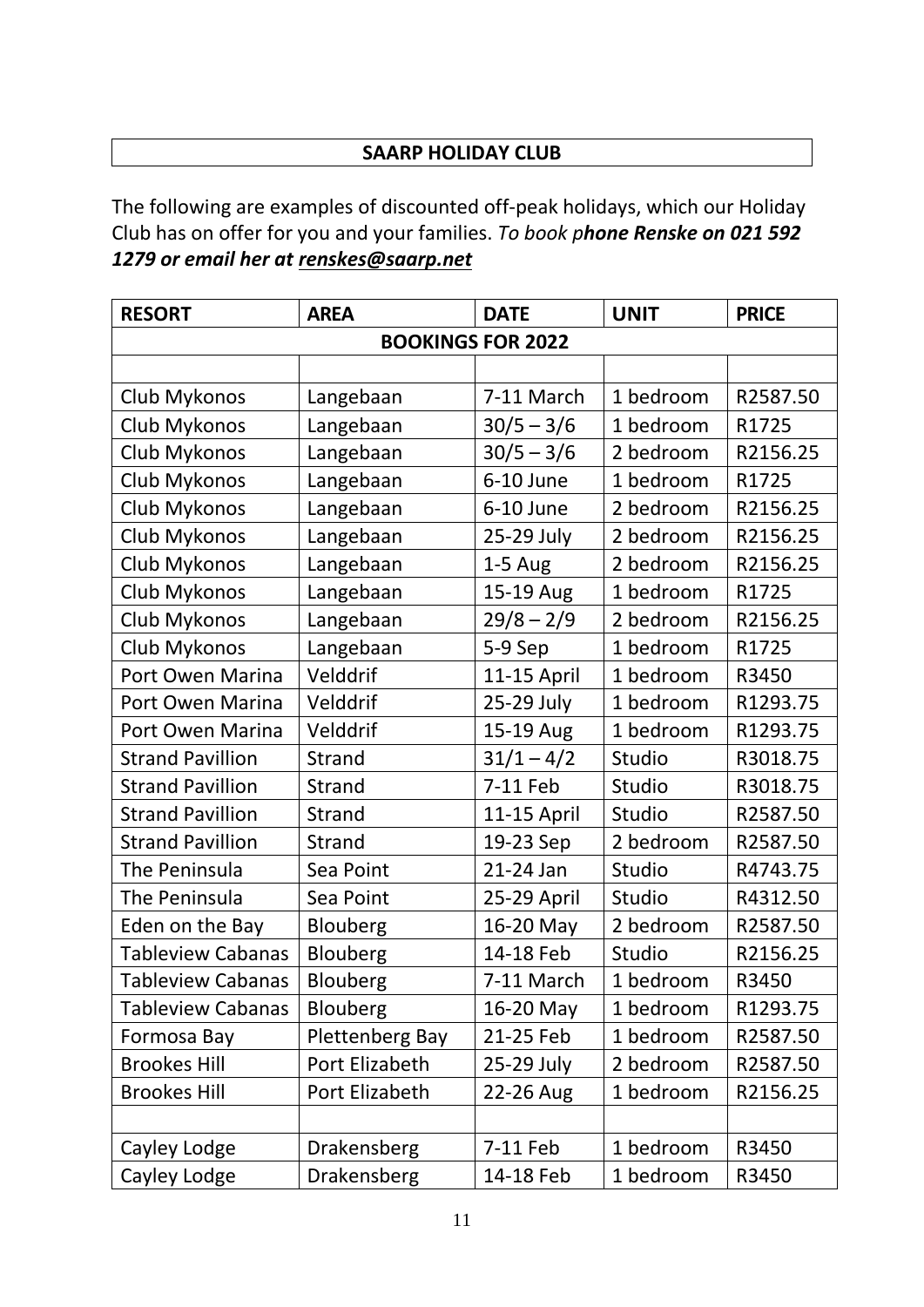## SAARP HOLIDAY CLUB

The following are examples of discounted off-peak holidays, which our Holiday Club has on offer for you and your families. *To book p**hone Renske on 021 592 1279 or email her at renskes@saarp.net***

| RESORT | AREA | DATE | UNIT | PRICE |
|---|---|---|---|---|
| **BOOKINGS FOR 2022** | | | | |
| | | | | |
| Club Mykonos | Langebaan | 7-11 March | 1 bedroom | R2587.50 |
| Club Mykonos | Langebaan | 30/5 – 3/6 | 1 bedroom | R1725 |
| Club Mykonos | Langebaan | 30/5 – 3/6 | 2 bedroom | R2156.25 |
| Club Mykonos | Langebaan | 6-10 June | 1 bedroom | R1725 |
| Club Mykonos | Langebaan | 6-10 June | 2 bedroom | R2156.25 |
| Club Mykonos | Langebaan | 25-29 July | 2 bedroom | R2156.25 |
| Club Mykonos | Langebaan | 1-5 Aug | 2 bedroom | R2156.25 |
| Club Mykonos | Langebaan | 15-19 Aug | 1 bedroom | R1725 |
| Club Mykonos | Langebaan | 29/8 – 2/9 | 2 bedroom | R2156.25 |
| Club Mykonos | Langebaan | 5-9 Sep | 1 bedroom | R1725 |
| Port Owen Marina | Velddrif | 11-15 April | 1 bedroom | R3450 |
| Port Owen Marina | Velddrif | 25-29 July | 1 bedroom | R1293.75 |
| Port Owen Marina | Velddrif | 15-19 Aug | 1 bedroom | R1293.75 |
| Strand Pavillion | Strand | 31/1 – 4/2 | Studio | R3018.75 |
| Strand Pavillion | Strand | 7-11 Feb | Studio | R3018.75 |
| Strand Pavillion | Strand | 11-15 April | Studio | R2587.50 |
| Strand Pavillion | Strand | 19-23 Sep | 2 bedroom | R2587.50 |
| The Peninsula | Sea Point | 21-24 Jan | Studio | R4743.75 |
| The Peninsula | Sea Point | 25-29 April | Studio | R4312.50 |
| Eden on the Bay | Blouberg | 16-20 May | 2 bedroom | R2587.50 |
| Tableview Cabanas | Blouberg | 14-18 Feb | Studio | R2156.25 |
| Tableview Cabanas | Blouberg | 7-11 March | 1 bedroom | R3450 |
| Tableview Cabanas | Blouberg | 16-20 May | 1 bedroom | R1293.75 |
| Formosa Bay | Plettenberg Bay | 21-25 Feb | 1 bedroom | R2587.50 |
| Brookes Hill | Port Elizabeth | 25-29 July | 2 bedroom | R2587.50 |
| Brookes Hill | Port Elizabeth | 22-26 Aug | 1 bedroom | R2156.25 |
| | | | | |
| Cayley Lodge | Drakensberg | 7-11 Feb | 1 bedroom | R3450 |
| Cayley Lodge | Drakensberg | 14-18 Feb | 1 bedroom | R3450 |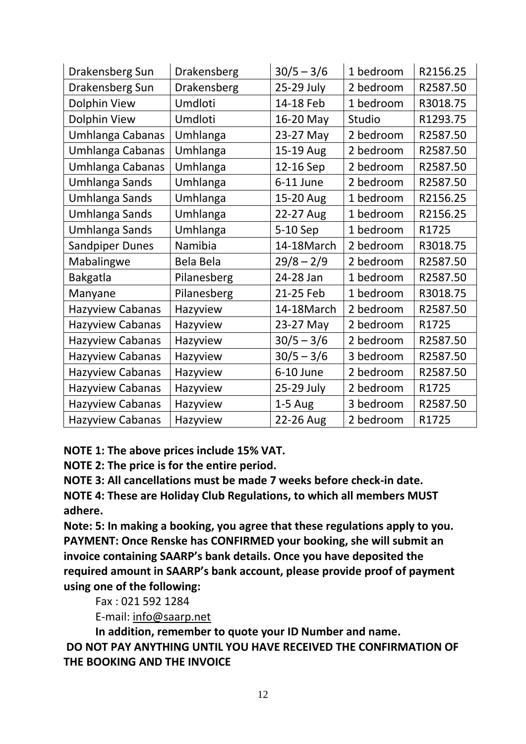| Drakensberg Sun | Drakensberg | 30/5 – 3/6 | 1 bedroom | R2156.25 |
|---|---|---|---|---|
| Drakensberg Sun | Drakensberg | 25-29 July | 2 bedroom | R2587.50 |
| Dolphin View | Umdloti | 14-18 Feb | 1 bedroom | R3018.75 |
| Dolphin View | Umdloti | 16-20 May | Studio | R1293.75 |
| Umhlanga Cabanas | Umhlanga | 23-27 May | 2 bedroom | R2587.50 |
| Umhlanga Cabanas | Umhlanga | 15-19 Aug | 2 bedroom | R2587.50 |
| Umhlanga Cabanas | Umhlanga | 12-16 Sep | 2 bedroom | R2587.50 |
| Umhlanga Sands | Umhlanga | 6-11 June | 2 bedroom | R2587.50 |
| Umhlanga Sands | Umhlanga | 15-20 Aug | 1 bedroom | R2156.25 |
| Umhlanga Sands | Umhlanga | 22-27 Aug | 1 bedroom | R2156.25 |
| Umhlanga Sands | Umhlanga | 5-10 Sep | 1 bedroom | R1725 |
| Sandpiper Dunes | Namibia | 14-18March | 2 bedroom | R3018.75 |
| Mabalingwe | Bela Bela | 29/8 – 2/9 | 2 bedroom | R2587.50 |
| Bakgatla | Pilanesberg | 24-28 Jan | 1 bedroom | R2587.50 |
| Manyane | Pilanesberg | 21-25 Feb | 1 bedroom | R3018.75 |
| Hazyview Cabanas | Hazyview | 14-18March | 2 bedroom | R2587.50 |
| Hazyview Cabanas | Hazyview | 23-27 May | 2 bedroom | R1725 |
| Hazyview Cabanas | Hazyview | 30/5 – 3/6 | 2 bedroom | R2587.50 |
| Hazyview Cabanas | Hazyview | 30/5 – 3/6 | 3 bedroom | R2587.50 |
| Hazyview Cabanas | Hazyview | 6-10 June | 2 bedroom | R2587.50 |
| Hazyview Cabanas | Hazyview | 25-29 July | 2 bedroom | R1725 |
| Hazyview Cabanas | Hazyview | 1-5 Aug | 3 bedroom | R2587.50 |
| Hazyview Cabanas | Hazyview | 22-26 Aug | 2 bedroom | R1725 |

**NOTE 1: The above prices include 15% VAT.**

**NOTE 2: The price is for the entire period.**

**NOTE 3: All cancellations must be made 7 weeks before check-in date.**

**NOTE 4: These are Holiday Club Regulations, to which all members MUST adhere.**

**Note: 5: In making a booking, you agree that these regulations apply to you.**

**PAYMENT: Once Renske has CONFIRMED your booking, she will submit an invoice containing SAARP's bank details. Once you have deposited the required amount in SAARP's bank account, please provide proof of payment using one of the following:**

Fax : 021 592 1284

E-mail: info@saarp.net

**In addition, remember to quote your ID Number and name.**

**DO NOT PAY ANYTHING UNTIL YOU HAVE RECEIVED THE CONFIRMATION OF THE BOOKING AND THE INVOICE**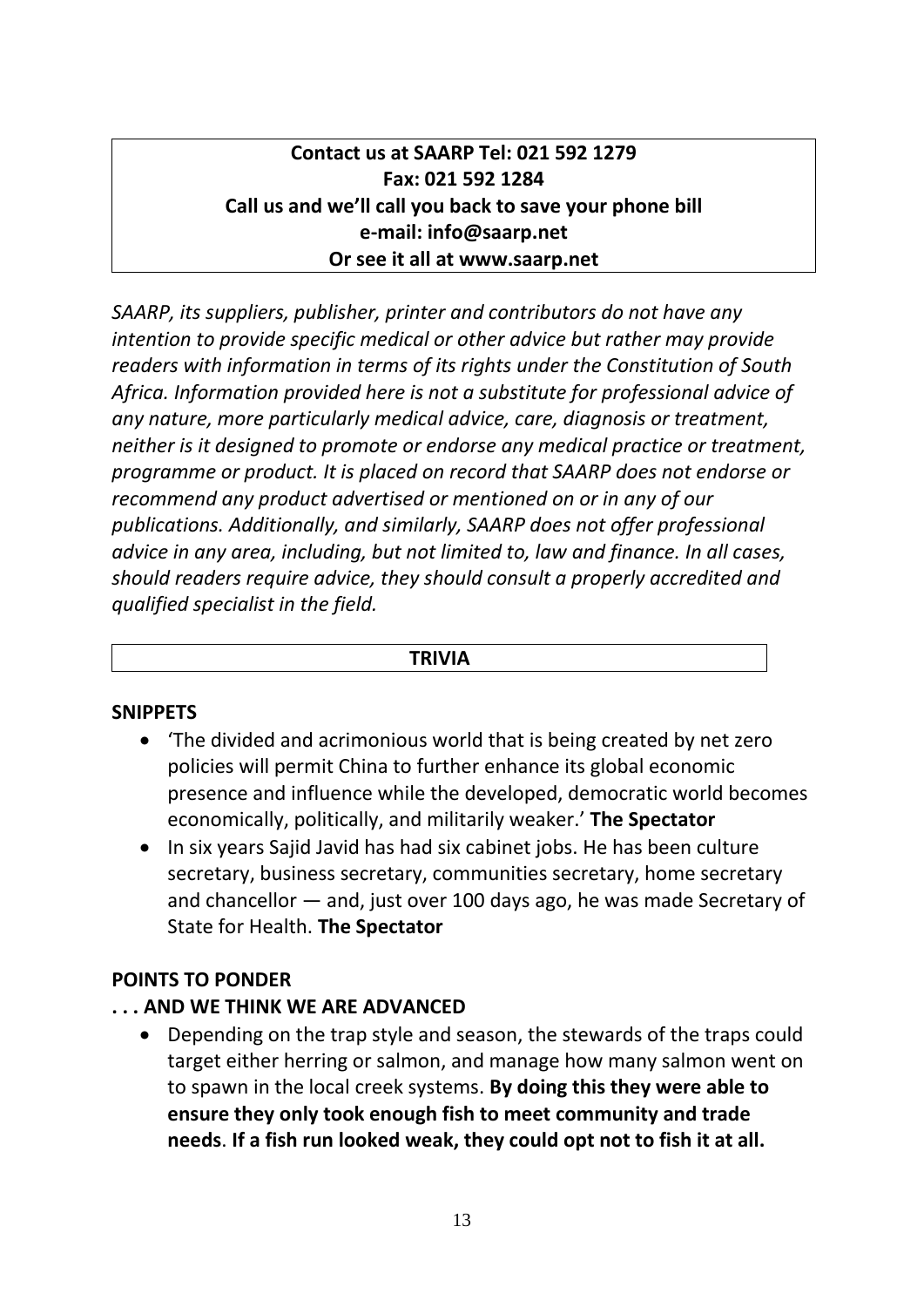**Contact us at SAARP Tel: 021 592 1279**
**Fax: 021 592 1284**
**Call us and we'll call you back to save your phone bill**
**e-mail: info@saarp.net**
**Or see it all at www.saarp.net**

*SAARP, its suppliers, publisher, printer and contributors do not have any intention to provide specific medical or other advice but rather may provide readers with information in terms of its rights under the Constitution of South Africa. Information provided here is not a substitute for professional advice of any nature, more particularly medical advice, care, diagnosis or treatment, neither is it designed to promote or endorse any medical practice or treatment, programme or product. It is placed on record that SAARP does not endorse or recommend any product advertised or mentioned on or in any of our publications. Additionally, and similarly, SAARP does not offer professional advice in any area, including, but not limited to, law and finance. In all cases, should readers require advice, they should consult a properly accredited and qualified specialist in the field.*

## TRIVIA

### SNIPPETS

- 'The divided and acrimonious world that is being created by net zero policies will permit China to further enhance its global economic presence and influence while the developed, democratic world becomes economically, politically, and militarily weaker.' **The Spectator**
- In six years Sajid Javid has had six cabinet jobs. He has been culture secretary, business secretary, communities secretary, home secretary and chancellor — and, just over 100 days ago, he was made Secretary of State for Health. **The Spectator**

### POINTS TO PONDER

### . . . AND WE THINK WE ARE ADVANCED

- Depending on the trap style and season, the stewards of the traps could target either herring or salmon, and manage how many salmon went on to spawn in the local creek systems. **By doing this they were able to ensure they only took enough fish to meet community and trade needs**. **If a fish run looked weak, they could opt not to fish it at all.**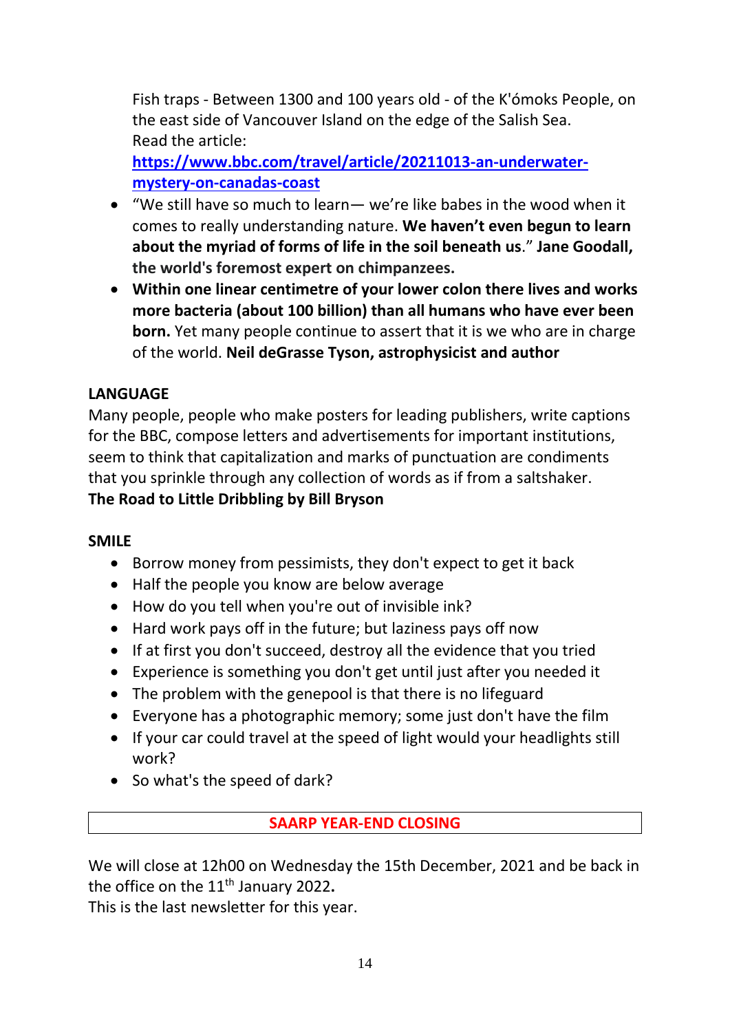Fish traps - Between 1300 and 100 years old - of the K'ómoks People, on the east side of Vancouver Island on the edge of the Salish Sea.
Read the article:
**https://www.bbc.com/travel/article/20211013-an-underwater-mystery-on-canadas-coast**

- "We still have so much to learn— we're like babes in the wood when it comes to really understanding nature. **We haven't even begun to learn about the myriad of forms of life in the soil beneath us**." **Jane Goodall, the world's foremost expert on chimpanzees.**
- **Within one linear centimetre of your lower colon there lives and works more bacteria (about 100 billion) than all humans who have ever been born.** Yet many people continue to assert that it is we who are in charge of the world. **Neil deGrasse Tyson, astrophysicist and author**

**LANGUAGE**

Many people, people who make posters for leading publishers, write captions for the BBC, compose letters and advertisements for important institutions, seem to think that capitalization and marks of punctuation are condiments that you sprinkle through any collection of words as if from a saltshaker.
**The Road to Little Dribbling by Bill Bryson**

**SMILE**

- Borrow money from pessimists, they don't expect to get it back
- Half the people you know are below average
- How do you tell when you're out of invisible ink?
- Hard work pays off in the future; but laziness pays off now
- If at first you don't succeed, destroy all the evidence that you tried
- Experience is something you don't get until just after you needed it
- The problem with the genepool is that there is no lifeguard
- Everyone has a photographic memory; some just don't have the film
- If your car could travel at the speed of light would your headlights still work?
- So what's the speed of dark?

## SAARP YEAR-END CLOSING

We will close at 12h00 on Wednesday the 15th December, 2021 and be back in the office on the 11th January 2022**.**
This is the last newsletter for this year.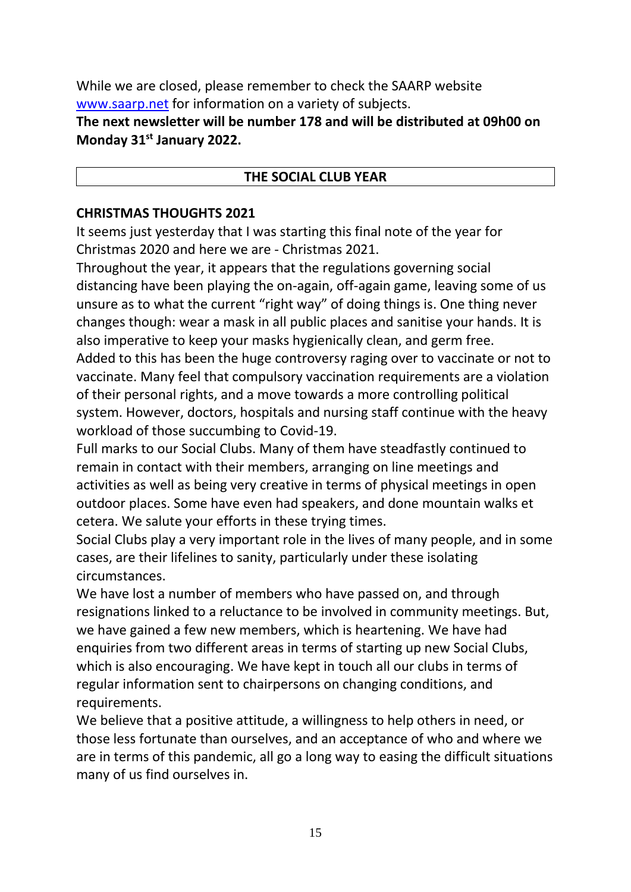While we are closed, please remember to check the SAARP website [www.saarp.net](http://www.saarp.net) for information on a variety of subjects.

**The next newsletter will be number 178 and will be distributed at 09h00 on Monday 31st January 2022.**

## THE SOCIAL CLUB YEAR

### CHRISTMAS THOUGHTS 2021

It seems just yesterday that I was starting this final note of the year for Christmas 2020 and here we are - Christmas 2021.

Throughout the year, it appears that the regulations governing social distancing have been playing the on-again, off-again game, leaving some of us unsure as to what the current "right way" of doing things is. One thing never changes though: wear a mask in all public places and sanitise your hands. It is also imperative to keep your masks hygienically clean, and germ free.

Added to this has been the huge controversy raging over to vaccinate or not to vaccinate. Many feel that compulsory vaccination requirements are a violation of their personal rights, and a move towards a more controlling political system. However, doctors, hospitals and nursing staff continue with the heavy workload of those succumbing to Covid-19.

Full marks to our Social Clubs. Many of them have steadfastly continued to remain in contact with their members, arranging on line meetings and activities as well as being very creative in terms of physical meetings in open outdoor places. Some have even had speakers, and done mountain walks et cetera. We salute your efforts in these trying times.

Social Clubs play a very important role in the lives of many people, and in some cases, are their lifelines to sanity, particularly under these isolating circumstances.

We have lost a number of members who have passed on, and through resignations linked to a reluctance to be involved in community meetings. But, we have gained a few new members, which is heartening. We have had enquiries from two different areas in terms of starting up new Social Clubs, which is also encouraging. We have kept in touch all our clubs in terms of regular information sent to chairpersons on changing conditions, and requirements.

We believe that a positive attitude, a willingness to help others in need, or those less fortunate than ourselves, and an acceptance of who and where we are in terms of this pandemic, all go a long way to easing the difficult situations many of us find ourselves in.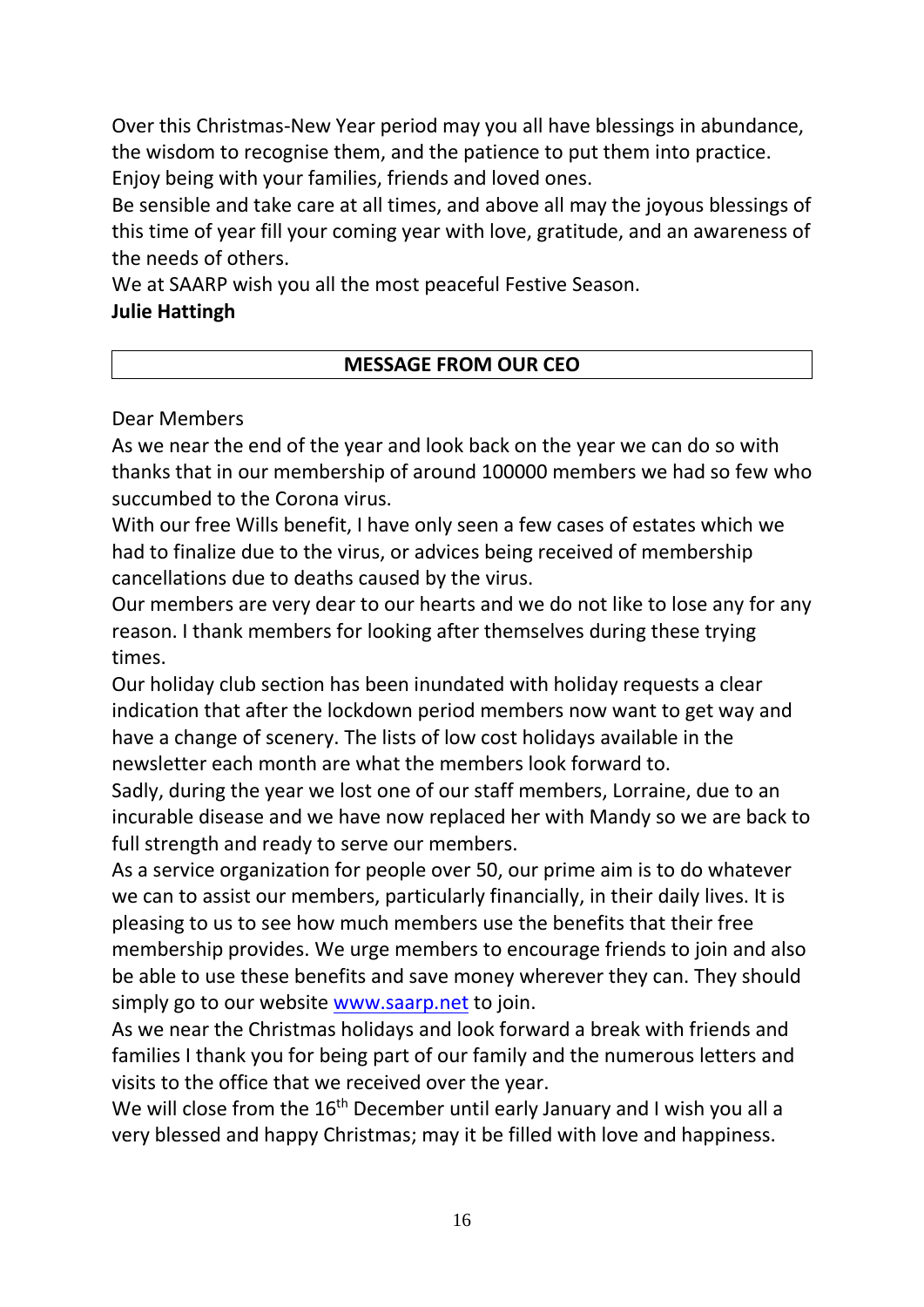Over this Christmas-New Year period may you all have blessings in abundance, the wisdom to recognise them, and the patience to put them into practice. Enjoy being with your families, friends and loved ones.
Be sensible and take care at all times, and above all may the joyous blessings of this time of year fill your coming year with love, gratitude, and an awareness of the needs of others.
We at SAARP wish you all the most peaceful Festive Season.
**Julie Hattingh**

## MESSAGE FROM OUR CEO

Dear Members
As we near the end of the year and look back on the year we can do so with thanks that in our membership of around 100000 members we had so few who succumbed to the Corona virus.
With our free Wills benefit, I have only seen a few cases of estates which we had to finalize due to the virus, or advices being received of membership cancellations due to deaths caused by the virus.
Our members are very dear to our hearts and we do not like to lose any for any reason. I thank members for looking after themselves during these trying times.
Our holiday club section has been inundated with holiday requests a clear indication that after the lockdown period members now want to get way and have a change of scenery. The lists of low cost holidays available in the newsletter each month are what the members look forward to.
Sadly, during the year we lost one of our staff members, Lorraine, due to an incurable disease and we have now replaced her with Mandy so we are back to full strength and ready to serve our members.
As a service organization for people over 50, our prime aim is to do whatever we can to assist our members, particularly financially, in their daily lives. It is pleasing to us to see how much members use the benefits that their free membership provides. We urge members to encourage friends to join and also be able to use these benefits and save money wherever they can. They should simply go to our website [www.saarp.net](http://www.saarp.net) to join.
As we near the Christmas holidays and look forward a break with friends and families I thank you for being part of our family and the numerous letters and visits to the office that we received over the year.
We will close from the 16th December until early January and I wish you all a very blessed and happy Christmas; may it be filled with love and happiness.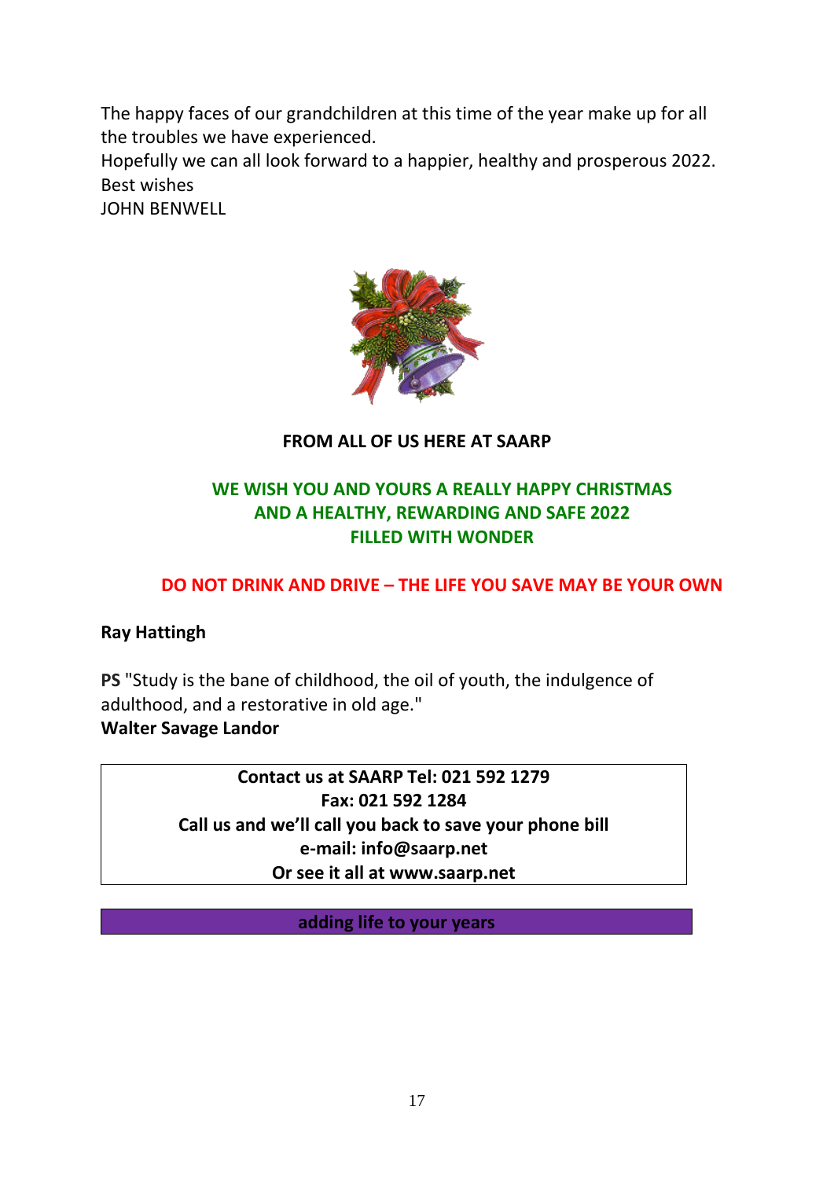The happy faces of our grandchildren at this time of the year make up for all the troubles we have experienced.
Hopefully we can all look forward to a happier, healthy and prosperous 2022.
Best wishes
JOHN BENWELL

**FROM ALL OF US HERE AT SAARP**

**WE WISH YOU AND YOURS A REALLY HAPPY CHRISTMAS
AND A HEALTHY, REWARDING AND SAFE 2022
FILLED WITH WONDER**

**DO NOT DRINK AND DRIVE – THE LIFE YOU SAVE MAY BE YOUR OWN**

**Ray Hattingh**

**PS** "Study is the bane of childhood, the oil of youth, the indulgence of adulthood, and a restorative in old age."
**Walter Savage Landor**

**Contact us at SAARP Tel: 021 592 1279**
**Fax: 021 592 1284**
**Call us and we'll call you back to save your phone bill**
**e-mail: info@saarp.net**
**Or see it all at www.saarp.net**

**adding life to your years**